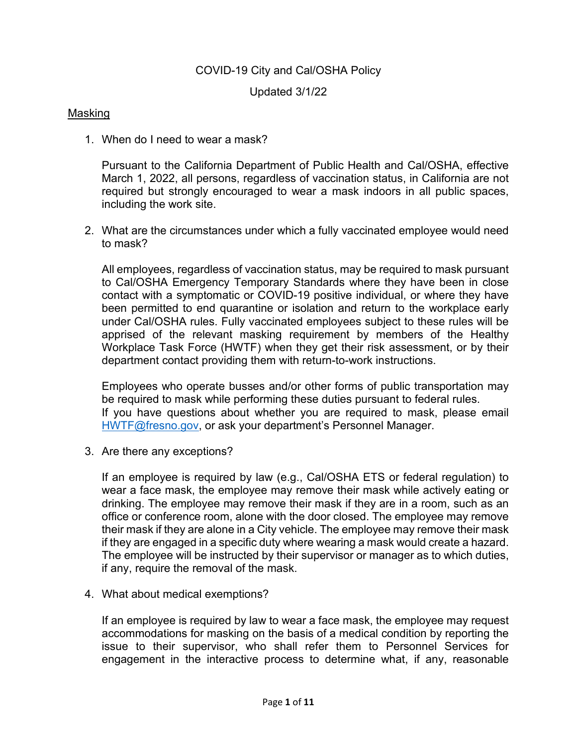COVID-19 City and Cal/OSHA Policy

Updated 3/1/22

## Masking

1. When do I need to wear a mask?

   Pursuant to the California Department of Public Health and Cal/OSHA, effective March 1, 2022, all persons, regardless of vaccination status, in California are not required but strongly encouraged to wear a mask indoors in all public spaces, including the work site.

2. What are the circumstances under which a fully vaccinated employee would need to mask?

   All employees, regardless of vaccination status, may be required to mask pursuant to Cal/OSHA Emergency Temporary Standards where they have been in close contact with a symptomatic or COVID-19 positive individual, or where they have been permitted to end quarantine or isolation and return to the workplace early under Cal/OSHA rules. Fully vaccinated employees subject to these rules will be apprised of the relevant masking requirement by members of the Healthy Workplace Task Force (HWTF) when they get their risk assessment, or by their department contact providing them with return-to-work instructions.

   Employees who operate busses and/or other forms of public transportation may be required to mask while performing these duties pursuant to federal rules. If you have questions about whether you are required to mask, please email HWTF@fresno.gov, or ask your department's Personnel Manager.

3. Are there any exceptions?

   If an employee is required by law (e.g., Cal/OSHA ETS or federal regulation) to wear a face mask, the employee may remove their mask while actively eating or drinking. The employee may remove their mask if they are in a room, such as an office or conference room, alone with the door closed. The employee may remove their mask if they are alone in a City vehicle. The employee may remove their mask if they are engaged in a specific duty where wearing a mask would create a hazard. The employee will be instructed by their supervisor or manager as to which duties, if any, require the removal of the mask.

4. What about medical exemptions?

   If an employee is required by law to wear a face mask, the employee may request accommodations for masking on the basis of a medical condition by reporting the issue to their supervisor, who shall refer them to Personnel Services for engagement in the interactive process to determine what, if any, reasonable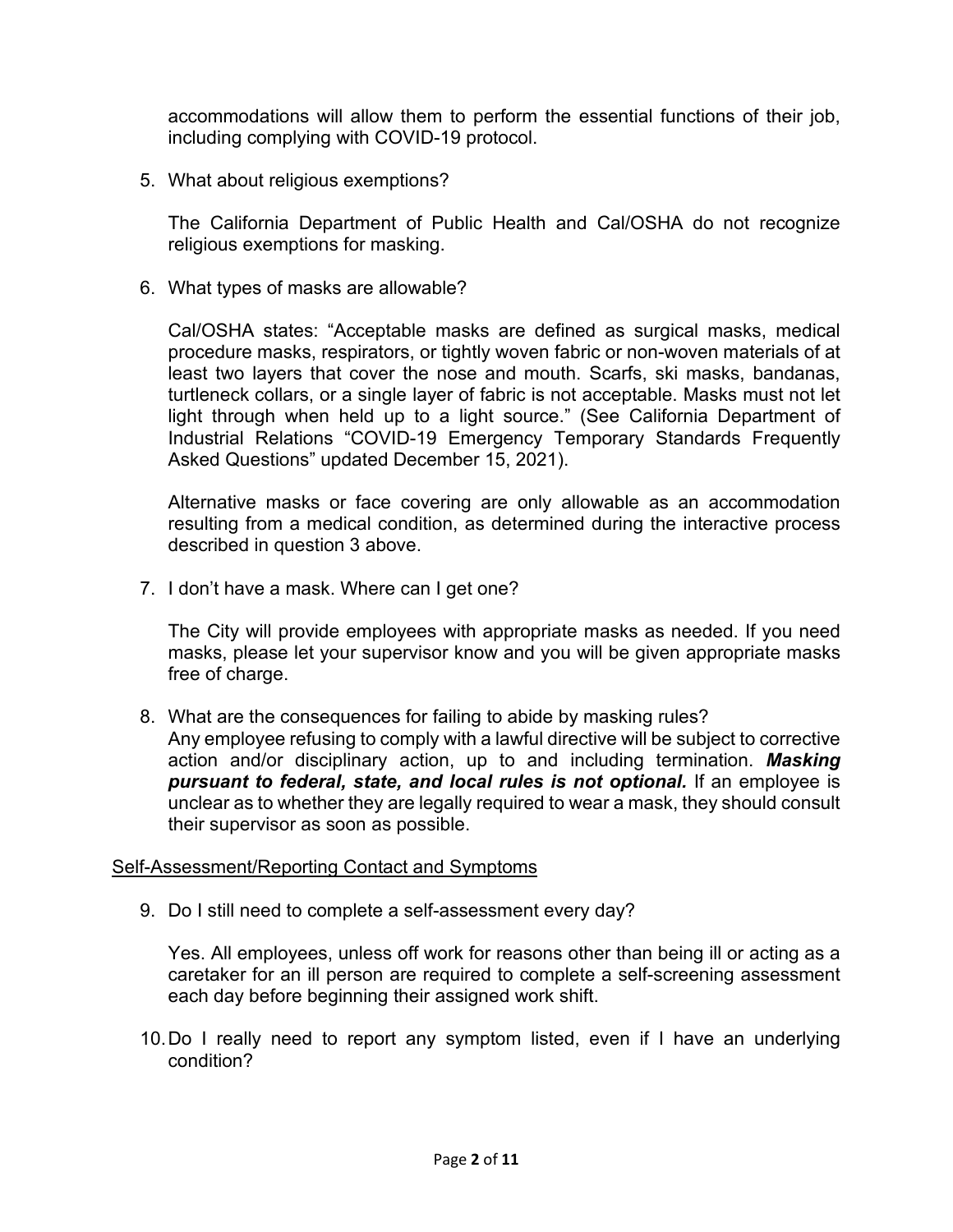accommodations will allow them to perform the essential functions of their job, including complying with COVID-19 protocol.

5. What about religious exemptions?

   The California Department of Public Health and Cal/OSHA do not recognize religious exemptions for masking.

6. What types of masks are allowable?

   Cal/OSHA states: "Acceptable masks are defined as surgical masks, medical procedure masks, respirators, or tightly woven fabric or non-woven materials of at least two layers that cover the nose and mouth. Scarfs, ski masks, bandanas, turtleneck collars, or a single layer of fabric is not acceptable. Masks must not let light through when held up to a light source." (See California Department of Industrial Relations "COVID-19 Emergency Temporary Standards Frequently Asked Questions" updated December 15, 2021).

   Alternative masks or face covering are only allowable as an accommodation resulting from a medical condition, as determined during the interactive process described in question 3 above.

7. I don't have a mask. Where can I get one?

   The City will provide employees with appropriate masks as needed. If you need masks, please let your supervisor know and you will be given appropriate masks free of charge.

8. What are the consequences for failing to abide by masking rules?
   Any employee refusing to comply with a lawful directive will be subject to corrective action and/or disciplinary action, up to and including termination. ***Masking pursuant to federal, state, and local rules is not optional.*** If an employee is unclear as to whether they are legally required to wear a mask, they should consult their supervisor as soon as possible.

<u>Self-Assessment/Reporting Contact and Symptoms</u>

9. Do I still need to complete a self-assessment every day?

   Yes. All employees, unless off work for reasons other than being ill or acting as a caretaker for an ill person are required to complete a self-screening assessment each day before beginning their assigned work shift.

10. Do I really need to report any symptom listed, even if I have an underlying condition?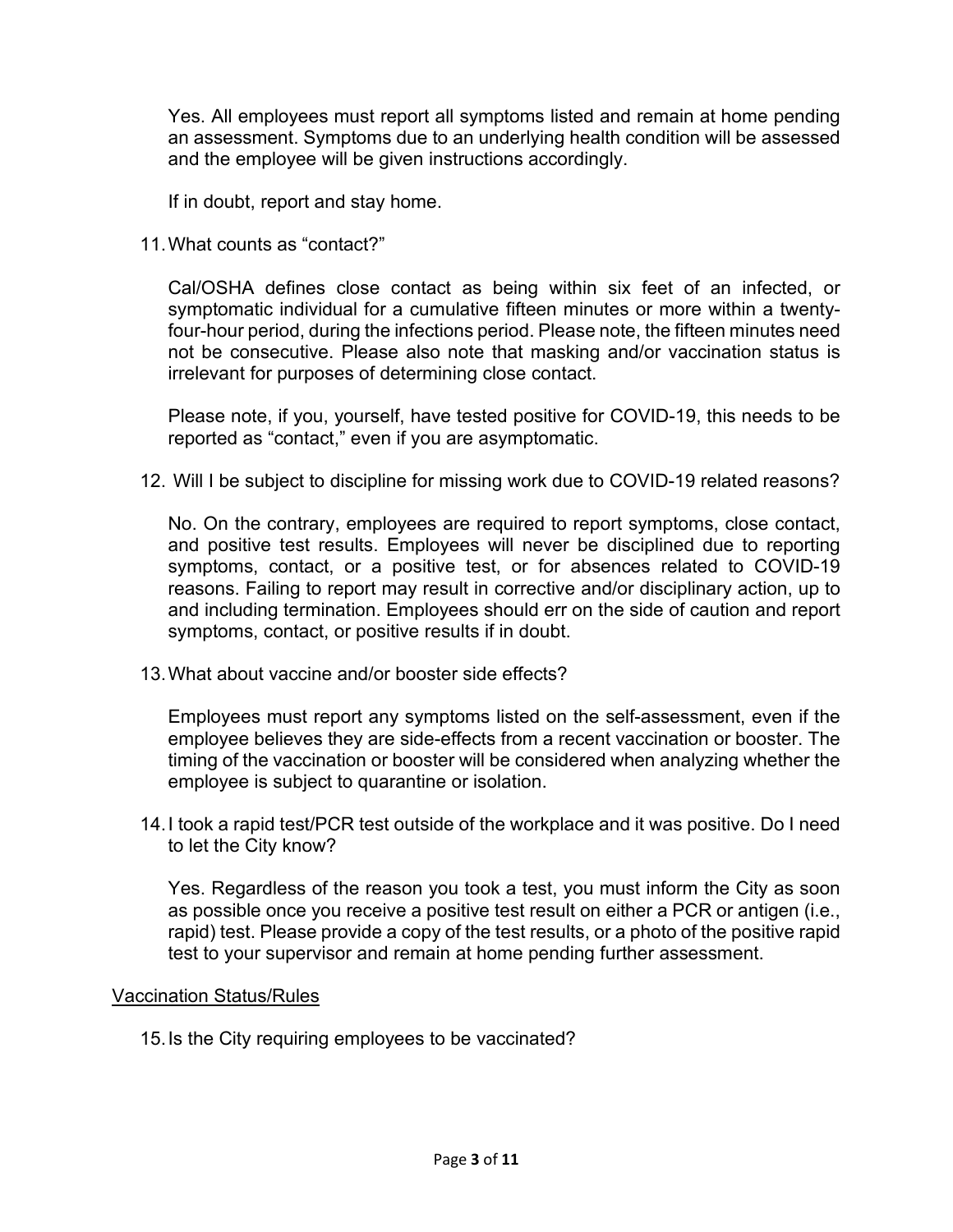Yes. All employees must report all symptoms listed and remain at home pending an assessment. Symptoms due to an underlying health condition will be assessed and the employee will be given instructions accordingly.

If in doubt, report and stay home.

11. What counts as "contact?"

   Cal/OSHA defines close contact as being within six feet of an infected, or symptomatic individual for a cumulative fifteen minutes or more within a twenty-four-hour period, during the infections period. Please note, the fifteen minutes need not be consecutive. Please also note that masking and/or vaccination status is irrelevant for purposes of determining close contact.

   Please note, if you, yourself, have tested positive for COVID-19, this needs to be reported as "contact," even if you are asymptomatic.

12. Will I be subject to discipline for missing work due to COVID-19 related reasons?

   No. On the contrary, employees are required to report symptoms, close contact, and positive test results. Employees will never be disciplined due to reporting symptoms, contact, or a positive test, or for absences related to COVID-19 reasons. Failing to report may result in corrective and/or disciplinary action, up to and including termination. Employees should err on the side of caution and report symptoms, contact, or positive results if in doubt.

13. What about vaccine and/or booster side effects?

   Employees must report any symptoms listed on the self-assessment, even if the employee believes they are side-effects from a recent vaccination or booster. The timing of the vaccination or booster will be considered when analyzing whether the employee is subject to quarantine or isolation.

14. I took a rapid test/PCR test outside of the workplace and it was positive. Do I need to let the City know?

   Yes. Regardless of the reason you took a test, you must inform the City as soon as possible once you receive a positive test result on either a PCR or antigen (i.e., rapid) test. Please provide a copy of the test results, or a photo of the positive rapid test to your supervisor and remain at home pending further assessment.

<u>Vaccination Status/Rules</u>

15. Is the City requiring employees to be vaccinated?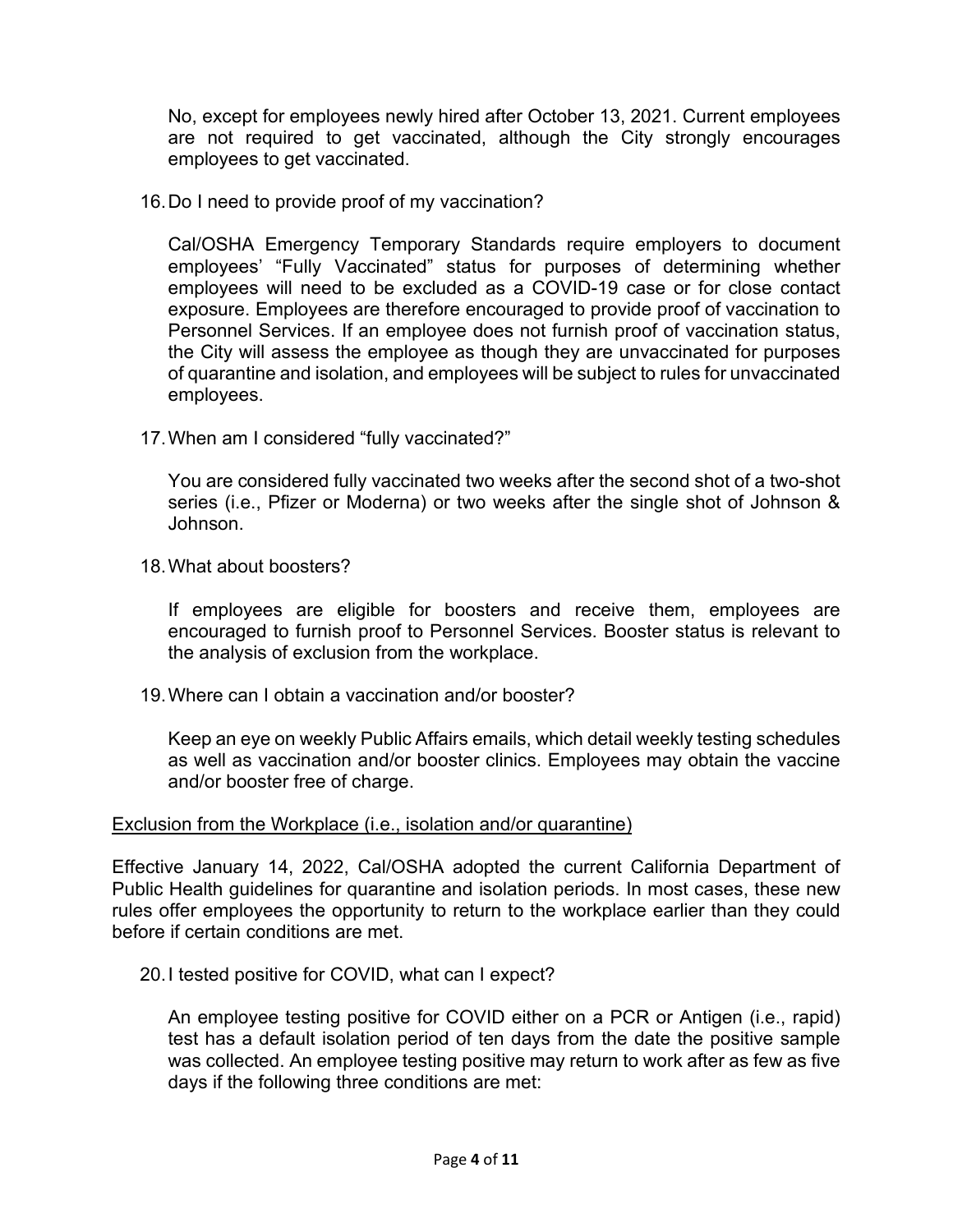No, except for employees newly hired after October 13, 2021. Current employees are not required to get vaccinated, although the City strongly encourages employees to get vaccinated.

16. Do I need to provide proof of my vaccination?

    Cal/OSHA Emergency Temporary Standards require employers to document employees' "Fully Vaccinated" status for purposes of determining whether employees will need to be excluded as a COVID-19 case or for close contact exposure. Employees are therefore encouraged to provide proof of vaccination to Personnel Services. If an employee does not furnish proof of vaccination status, the City will assess the employee as though they are unvaccinated for purposes of quarantine and isolation, and employees will be subject to rules for unvaccinated employees.

17. When am I considered "fully vaccinated?"

    You are considered fully vaccinated two weeks after the second shot of a two-shot series (i.e., Pfizer or Moderna) or two weeks after the single shot of Johnson & Johnson.

18. What about boosters?

    If employees are eligible for boosters and receive them, employees are encouraged to furnish proof to Personnel Services. Booster status is relevant to the analysis of exclusion from the workplace.

19. Where can I obtain a vaccination and/or booster?

    Keep an eye on weekly Public Affairs emails, which detail weekly testing schedules as well as vaccination and/or booster clinics. Employees may obtain the vaccine and/or booster free of charge.

<u>Exclusion from the Workplace (i.e., isolation and/or quarantine)</u>

Effective January 14, 2022, Cal/OSHA adopted the current California Department of Public Health guidelines for quarantine and isolation periods. In most cases, these new rules offer employees the opportunity to return to the workplace earlier than they could before if certain conditions are met.

20. I tested positive for COVID, what can I expect?

    An employee testing positive for COVID either on a PCR or Antigen (i.e., rapid) test has a default isolation period of ten days from the date the positive sample was collected. An employee testing positive may return to work after as few as five days if the following three conditions are met: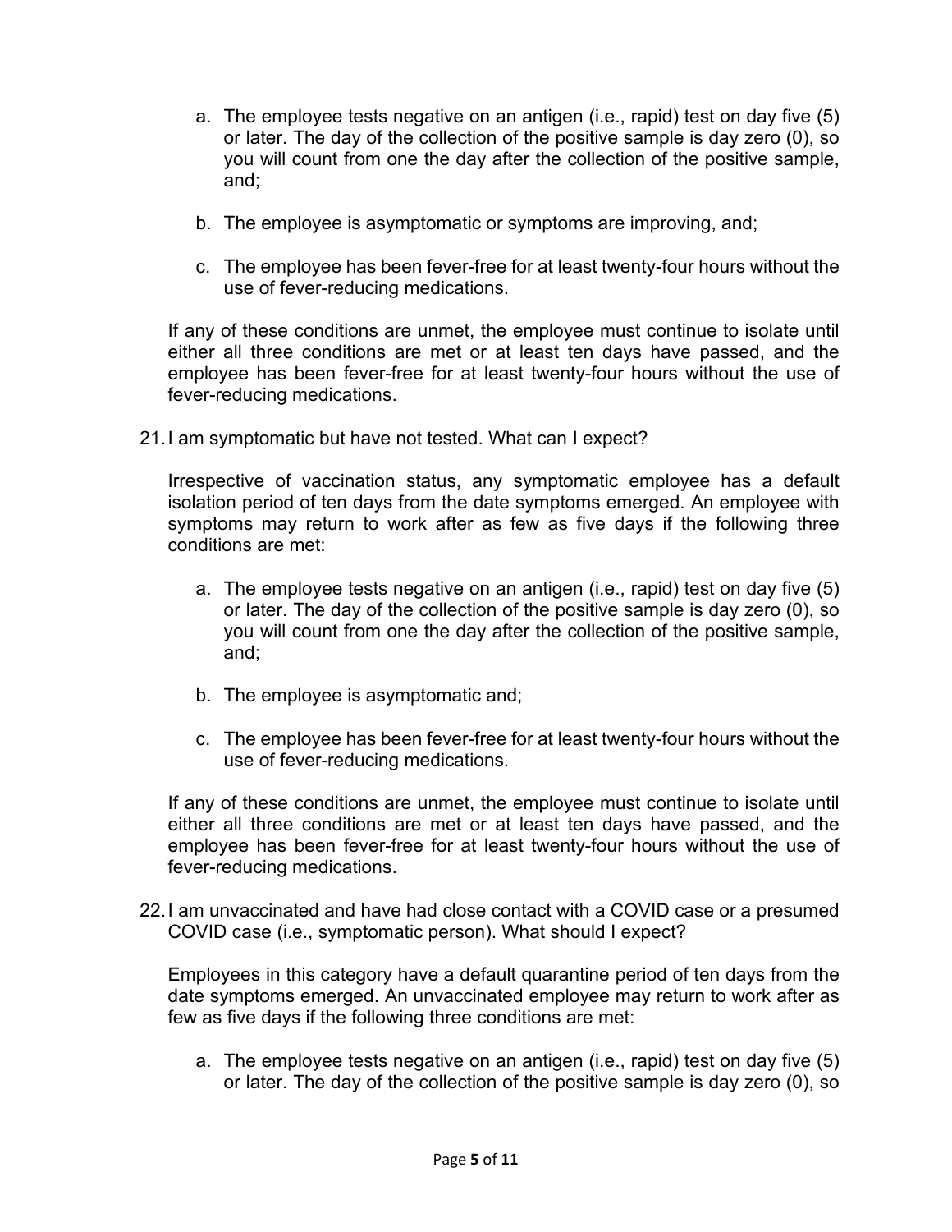a. The employee tests negative on an antigen (i.e., rapid) test on day five (5) or later. The day of the collection of the positive sample is day zero (0), so you will count from one the day after the collection of the positive sample, and;

b. The employee is asymptomatic or symptoms are improving, and;

c. The employee has been fever-free for at least twenty-four hours without the use of fever-reducing medications.

If any of these conditions are unmet, the employee must continue to isolate until either all three conditions are met or at least ten days have passed, and the employee has been fever-free for at least twenty-four hours without the use of fever-reducing medications.

21. I am symptomatic but have not tested. What can I expect?

Irrespective of vaccination status, any symptomatic employee has a default isolation period of ten days from the date symptoms emerged. An employee with symptoms may return to work after as few as five days if the following three conditions are met:

a. The employee tests negative on an antigen (i.e., rapid) test on day five (5) or later. The day of the collection of the positive sample is day zero (0), so you will count from one the day after the collection of the positive sample, and;

b. The employee is asymptomatic and;

c. The employee has been fever-free for at least twenty-four hours without the use of fever-reducing medications.

If any of these conditions are unmet, the employee must continue to isolate until either all three conditions are met or at least ten days have passed, and the employee has been fever-free for at least twenty-four hours without the use of fever-reducing medications.

22. I am unvaccinated and have had close contact with a COVID case or a presumed COVID case (i.e., symptomatic person). What should I expect?

Employees in this category have a default quarantine period of ten days from the date symptoms emerged. An unvaccinated employee may return to work after as few as five days if the following three conditions are met:

a. The employee tests negative on an antigen (i.e., rapid) test on day five (5) or later. The day of the collection of the positive sample is day zero (0), so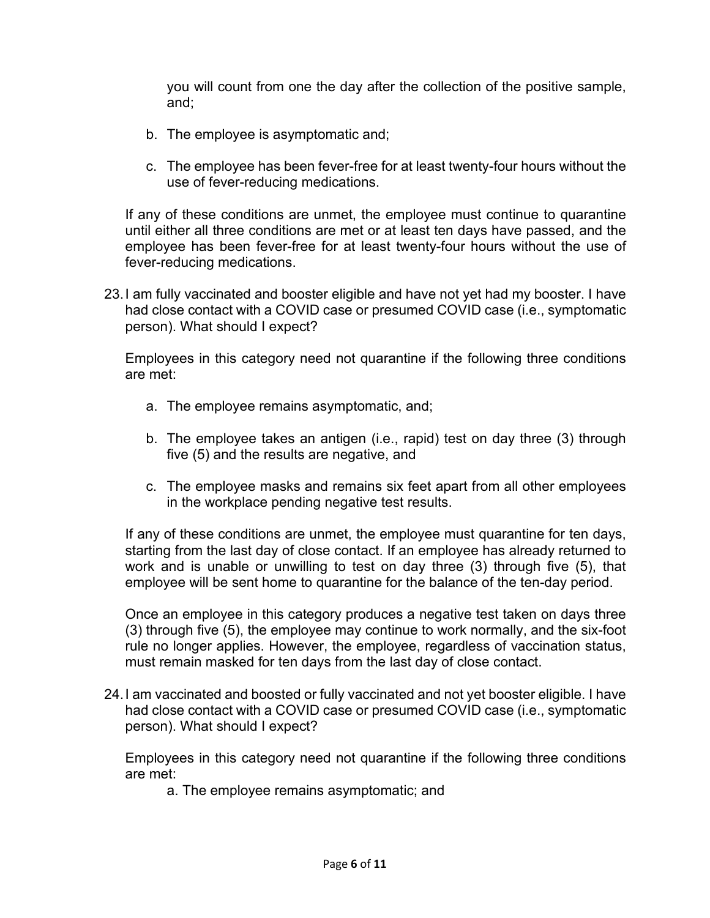you will count from one the day after the collection of the positive sample, and;

b. The employee is asymptomatic and;

c. The employee has been fever-free for at least twenty-four hours without the use of fever-reducing medications.

If any of these conditions are unmet, the employee must continue to quarantine until either all three conditions are met or at least ten days have passed, and the employee has been fever-free for at least twenty-four hours without the use of fever-reducing medications.

23. I am fully vaccinated and booster eligible and have not yet had my booster. I have had close contact with a COVID case or presumed COVID case (i.e., symptomatic person). What should I expect?

    Employees in this category need not quarantine if the following three conditions are met:

    a. The employee remains asymptomatic, and;

    b. The employee takes an antigen (i.e., rapid) test on day three (3) through five (5) and the results are negative, and

    c. The employee masks and remains six feet apart from all other employees in the workplace pending negative test results.

    If any of these conditions are unmet, the employee must quarantine for ten days, starting from the last day of close contact. If an employee has already returned to work and is unable or unwilling to test on day three (3) through five (5), that employee will be sent home to quarantine for the balance of the ten-day period.

    Once an employee in this category produces a negative test taken on days three (3) through five (5), the employee may continue to work normally, and the six-foot rule no longer applies. However, the employee, regardless of vaccination status, must remain masked for ten days from the last day of close contact.

24. I am vaccinated and boosted or fully vaccinated and not yet booster eligible. I have had close contact with a COVID case or presumed COVID case (i.e., symptomatic person). What should I expect?

    Employees in this category need not quarantine if the following three conditions are met:

    a. The employee remains asymptomatic; and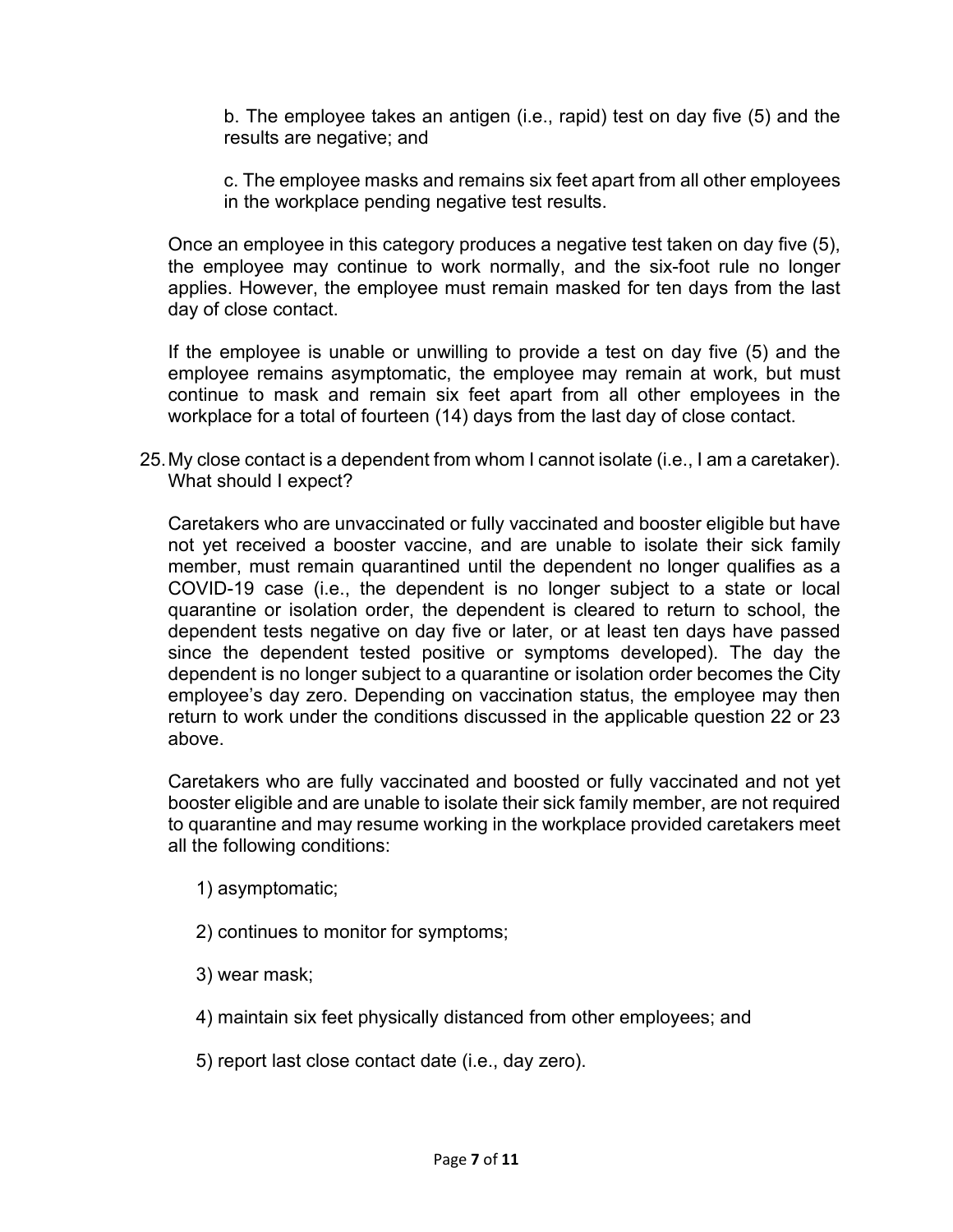b. The employee takes an antigen (i.e., rapid) test on day five (5) and the results are negative; and

c. The employee masks and remains six feet apart from all other employees in the workplace pending negative test results.

Once an employee in this category produces a negative test taken on day five (5), the employee may continue to work normally, and the six-foot rule no longer applies. However, the employee must remain masked for ten days from the last day of close contact.

If the employee is unable or unwilling to provide a test on day five (5) and the employee remains asymptomatic, the employee may remain at work, but must continue to mask and remain six feet apart from all other employees in the workplace for a total of fourteen (14) days from the last day of close contact.

25. My close contact is a dependent from whom I cannot isolate (i.e., I am a caretaker). What should I expect?

Caretakers who are unvaccinated or fully vaccinated and booster eligible but have not yet received a booster vaccine, and are unable to isolate their sick family member, must remain quarantined until the dependent no longer qualifies as a COVID-19 case (i.e., the dependent is no longer subject to a state or local quarantine or isolation order, the dependent is cleared to return to school, the dependent tests negative on day five or later, or at least ten days have passed since the dependent tested positive or symptoms developed). The day the dependent is no longer subject to a quarantine or isolation order becomes the City employee's day zero. Depending on vaccination status, the employee may then return to work under the conditions discussed in the applicable question 22 or 23 above.

Caretakers who are fully vaccinated and boosted or fully vaccinated and not yet booster eligible and are unable to isolate their sick family member, are not required to quarantine and may resume working in the workplace provided caretakers meet all the following conditions:

1) asymptomatic;

2) continues to monitor for symptoms;

3) wear mask;

4) maintain six feet physically distanced from other employees; and

5) report last close contact date (i.e., day zero).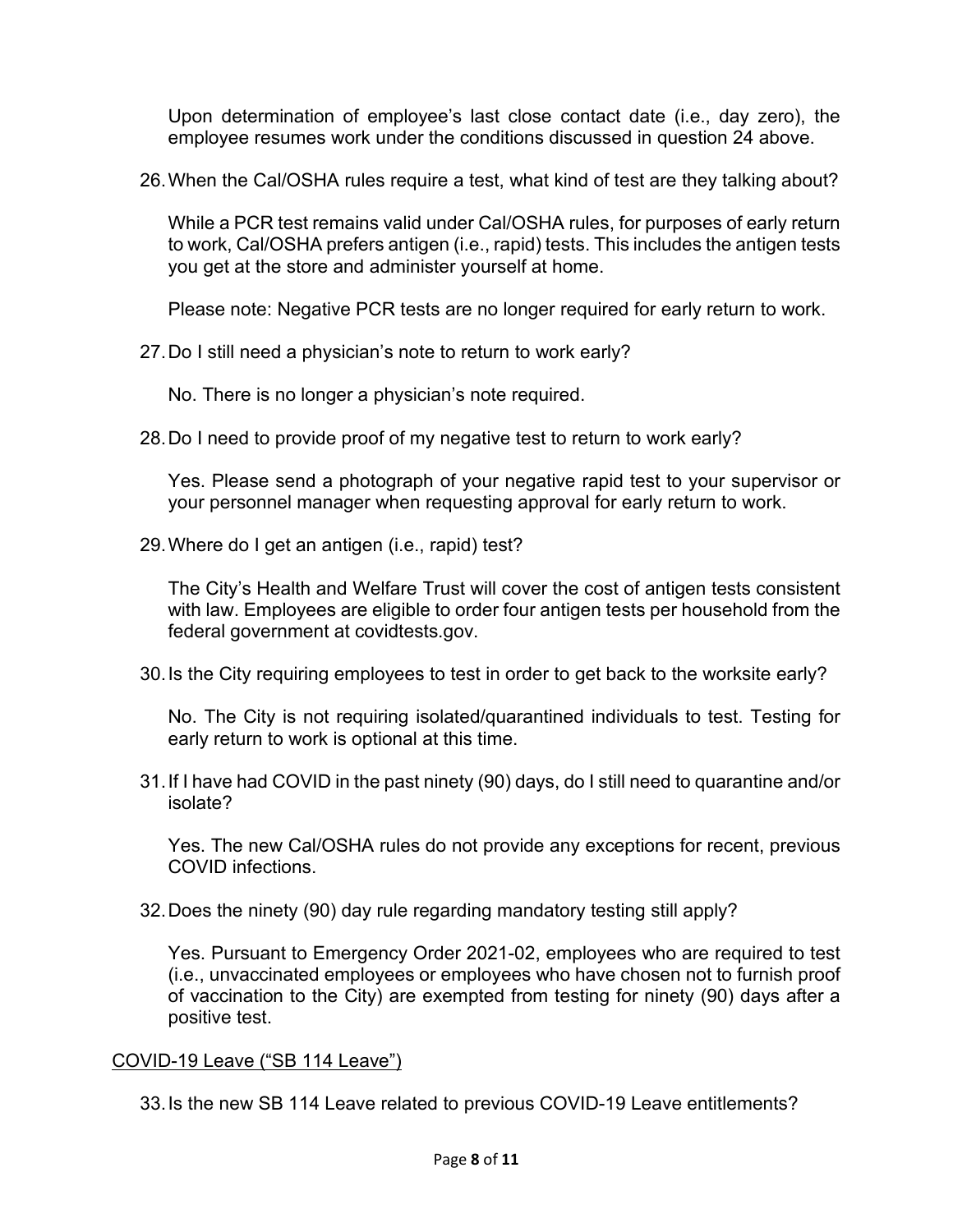Upon determination of employee's last close contact date (i.e., day zero), the employee resumes work under the conditions discussed in question 24 above.

26. When the Cal/OSHA rules require a test, what kind of test are they talking about?

    While a PCR test remains valid under Cal/OSHA rules, for purposes of early return to work, Cal/OSHA prefers antigen (i.e., rapid) tests. This includes the antigen tests you get at the store and administer yourself at home.

    Please note: Negative PCR tests are no longer required for early return to work.

27. Do I still need a physician's note to return to work early?

    No. There is no longer a physician's note required.

28. Do I need to provide proof of my negative test to return to work early?

    Yes. Please send a photograph of your negative rapid test to your supervisor or your personnel manager when requesting approval for early return to work.

29. Where do I get an antigen (i.e., rapid) test?

    The City's Health and Welfare Trust will cover the cost of antigen tests consistent with law. Employees are eligible to order four antigen tests per household from the federal government at covidtests.gov.

30. Is the City requiring employees to test in order to get back to the worksite early?

    No. The City is not requiring isolated/quarantined individuals to test. Testing for early return to work is optional at this time.

31. If I have had COVID in the past ninety (90) days, do I still need to quarantine and/or isolate?

    Yes. The new Cal/OSHA rules do not provide any exceptions for recent, previous COVID infections.

32. Does the ninety (90) day rule regarding mandatory testing still apply?

    Yes. Pursuant to Emergency Order 2021-02, employees who are required to test (i.e., unvaccinated employees or employees who have chosen not to furnish proof of vaccination to the City) are exempted from testing for ninety (90) days after a positive test.

<u>COVID-19 Leave ("SB 114 Leave")</u>

33. Is the new SB 114 Leave related to previous COVID-19 Leave entitlements?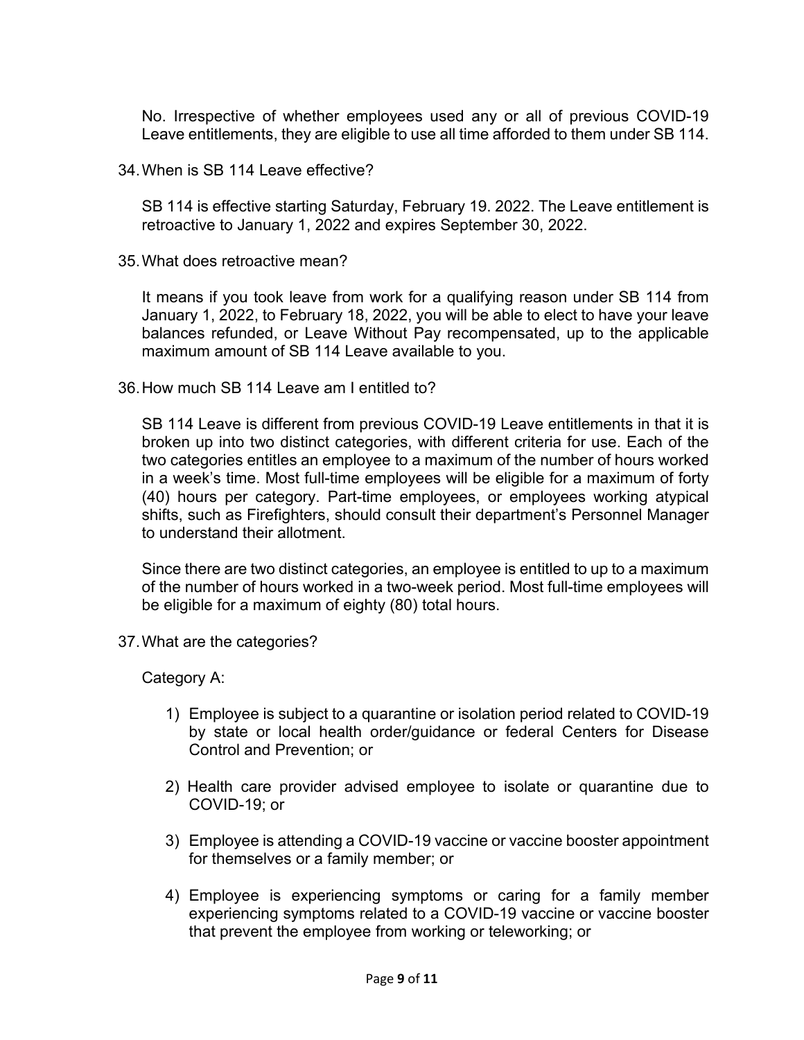No. Irrespective of whether employees used any or all of previous COVID-19 Leave entitlements, they are eligible to use all time afforded to them under SB 114.

34. When is SB 114 Leave effective?

    SB 114 is effective starting Saturday, February 19. 2022. The Leave entitlement is retroactive to January 1, 2022 and expires September 30, 2022.

35. What does retroactive mean?

    It means if you took leave from work for a qualifying reason under SB 114 from January 1, 2022, to February 18, 2022, you will be able to elect to have your leave balances refunded, or Leave Without Pay recompensated, up to the applicable maximum amount of SB 114 Leave available to you.

36. How much SB 114 Leave am I entitled to?

    SB 114 Leave is different from previous COVID-19 Leave entitlements in that it is broken up into two distinct categories, with different criteria for use. Each of the two categories entitles an employee to a maximum of the number of hours worked in a week's time. Most full-time employees will be eligible for a maximum of forty (40) hours per category. Part-time employees, or employees working atypical shifts, such as Firefighters, should consult their department's Personnel Manager to understand their allotment.

    Since there are two distinct categories, an employee is entitled to up to a maximum of the number of hours worked in a two-week period. Most full-time employees will be eligible for a maximum of eighty (80) total hours.

37. What are the categories?

    Category A:

    1) Employee is subject to a quarantine or isolation period related to COVID-19 by state or local health order/guidance or federal Centers for Disease Control and Prevention; or

    2) Health care provider advised employee to isolate or quarantine due to COVID-19; or

    3) Employee is attending a COVID-19 vaccine or vaccine booster appointment for themselves or a family member; or

    4) Employee is experiencing symptoms or caring for a family member experiencing symptoms related to a COVID-19 vaccine or vaccine booster that prevent the employee from working or teleworking; or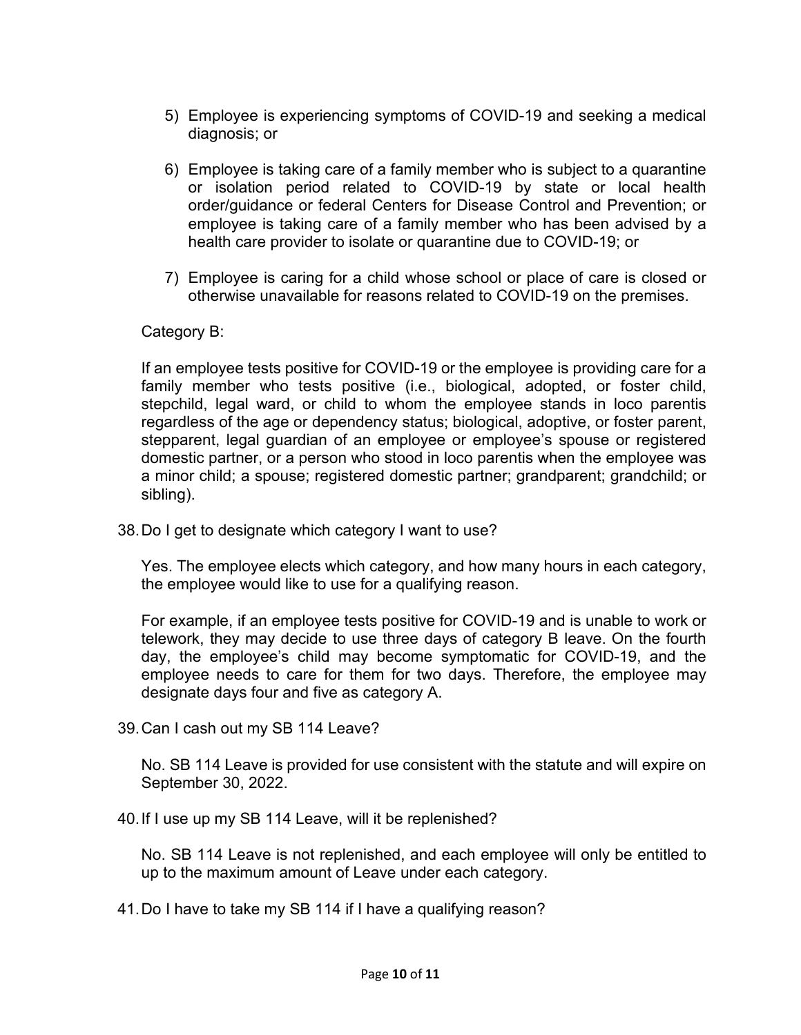5) Employee is experiencing symptoms of COVID-19 and seeking a medical diagnosis; or

6) Employee is taking care of a family member who is subject to a quarantine or isolation period related to COVID-19 by state or local health order/guidance or federal Centers for Disease Control and Prevention; or employee is taking care of a family member who has been advised by a health care provider to isolate or quarantine due to COVID-19; or

7) Employee is caring for a child whose school or place of care is closed or otherwise unavailable for reasons related to COVID-19 on the premises.

Category B:

If an employee tests positive for COVID-19 or the employee is providing care for a family member who tests positive (i.e., biological, adopted, or foster child, stepchild, legal ward, or child to whom the employee stands in loco parentis regardless of the age or dependency status; biological, adoptive, or foster parent, stepparent, legal guardian of an employee or employee's spouse or registered domestic partner, or a person who stood in loco parentis when the employee was a minor child; a spouse; registered domestic partner; grandparent; grandchild; or sibling).

38. Do I get to designate which category I want to use?

    Yes. The employee elects which category, and how many hours in each category, the employee would like to use for a qualifying reason.

    For example, if an employee tests positive for COVID-19 and is unable to work or telework, they may decide to use three days of category B leave. On the fourth day, the employee's child may become symptomatic for COVID-19, and the employee needs to care for them for two days. Therefore, the employee may designate days four and five as category A.

39. Can I cash out my SB 114 Leave?

    No. SB 114 Leave is provided for use consistent with the statute and will expire on September 30, 2022.

40. If I use up my SB 114 Leave, will it be replenished?

    No. SB 114 Leave is not replenished, and each employee will only be entitled to up to the maximum amount of Leave under each category.

41. Do I have to take my SB 114 if I have a qualifying reason?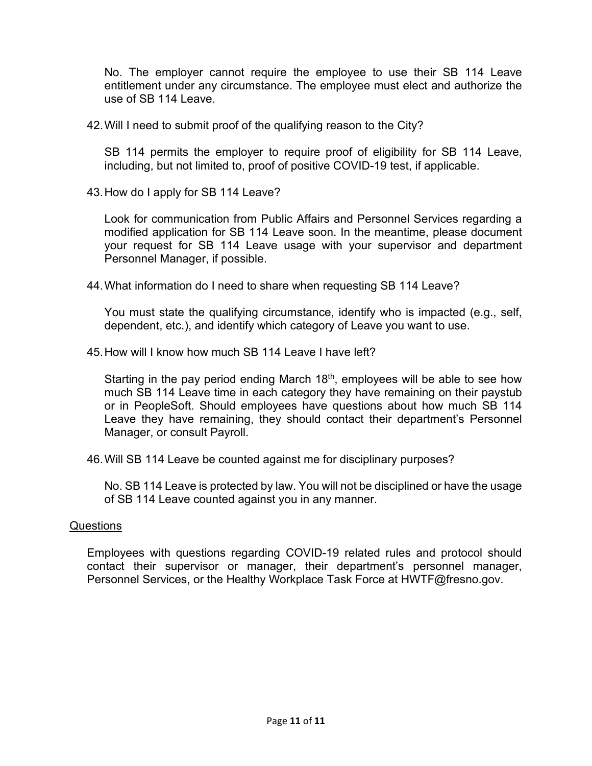No. The employer cannot require the employee to use their SB 114 Leave entitlement under any circumstance. The employee must elect and authorize the use of SB 114 Leave.

42. Will I need to submit proof of the qualifying reason to the City?

    SB 114 permits the employer to require proof of eligibility for SB 114 Leave, including, but not limited to, proof of positive COVID-19 test, if applicable.

43. How do I apply for SB 114 Leave?

    Look for communication from Public Affairs and Personnel Services regarding a modified application for SB 114 Leave soon. In the meantime, please document your request for SB 114 Leave usage with your supervisor and department Personnel Manager, if possible.

44. What information do I need to share when requesting SB 114 Leave?

    You must state the qualifying circumstance, identify who is impacted (e.g., self, dependent, etc.), and identify which category of Leave you want to use.

45. How will I know how much SB 114 Leave I have left?

    Starting in the pay period ending March 18th, employees will be able to see how much SB 114 Leave time in each category they have remaining on their paystub or in PeopleSoft. Should employees have questions about how much SB 114 Leave they have remaining, they should contact their department's Personnel Manager, or consult Payroll.

46. Will SB 114 Leave be counted against me for disciplinary purposes?

    No. SB 114 Leave is protected by law. You will not be disciplined or have the usage of SB 114 Leave counted against you in any manner.

<u>Questions</u>

Employees with questions regarding COVID-19 related rules and protocol should contact their supervisor or manager, their department's personnel manager, Personnel Services, or the Healthy Workplace Task Force at HWTF@fresno.gov.